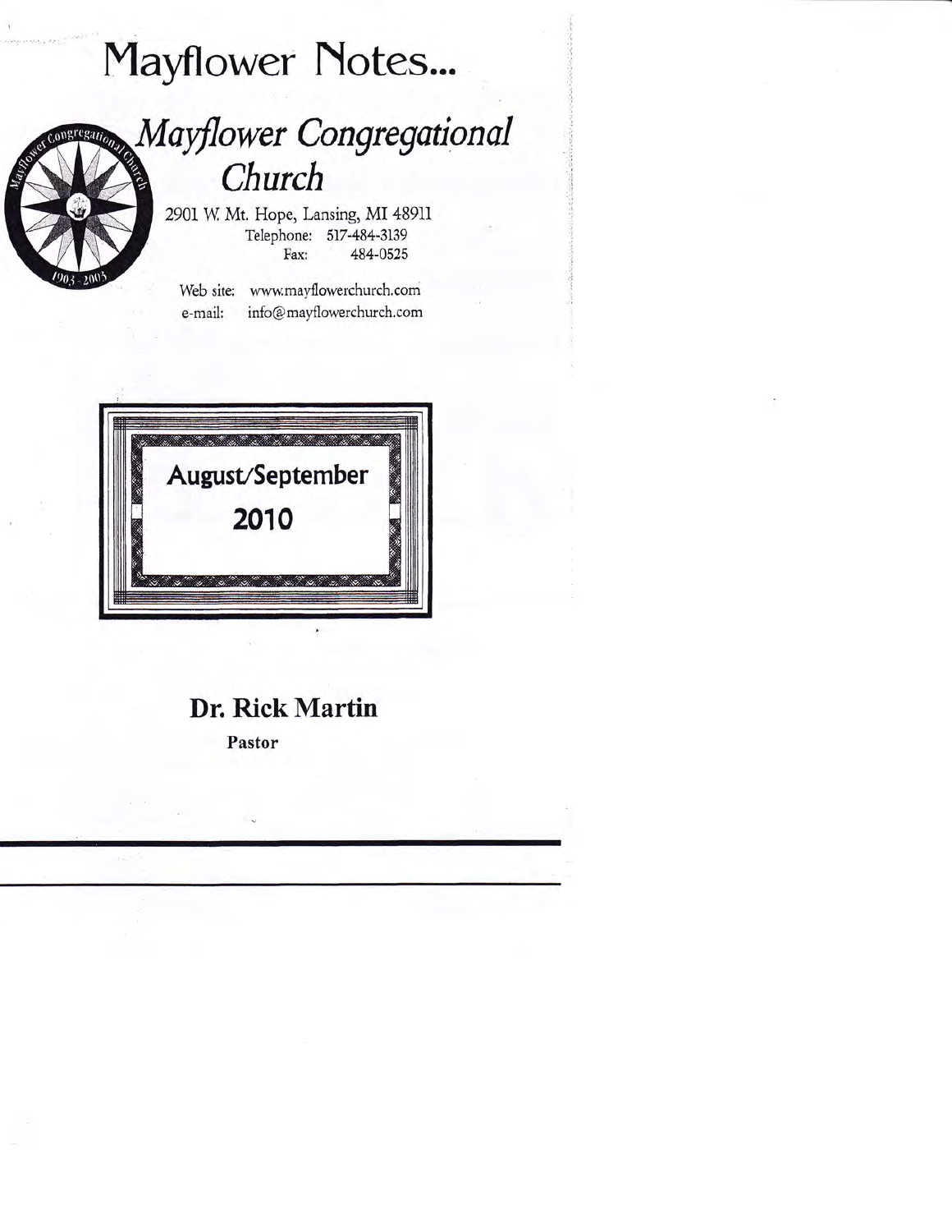# Mayflower Notes...

## *Mayflower Congregational Church*

2901 W. Mt. Hope, Lansing, MI 48911
Telephone: 517-484-3139
Fax: 484-0525

Web site: www.mayflowerchurch.com
e-mail: info@mayflowerchurch.com

**August/September 2010**

**Dr. Rick Martin**

**Pastor**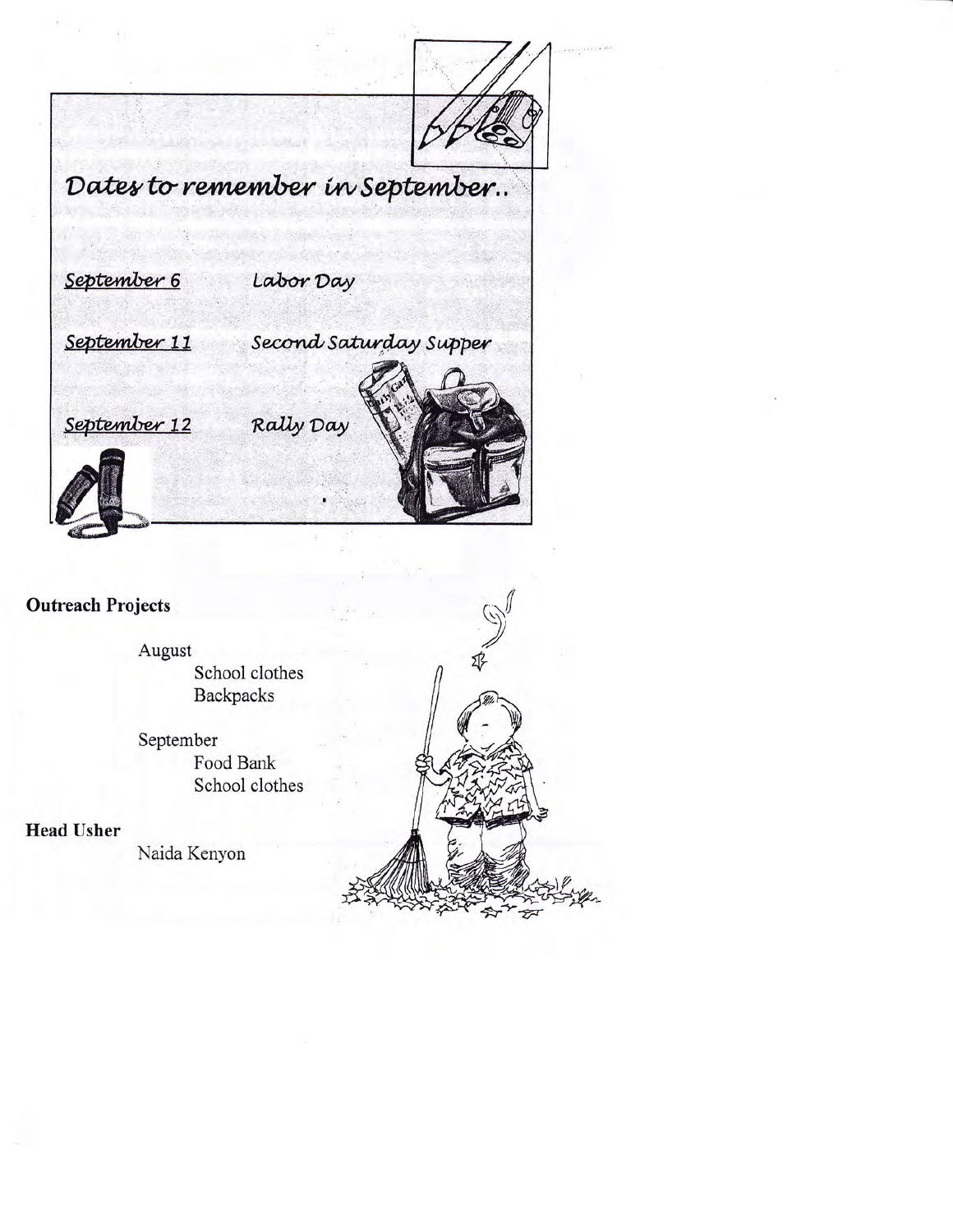## Dates to remember in September..

| | |
|---|---|
| September 6 | Labor Day |
| September 11 | Second Saturday Supper |
| September 12 | Rally Day |

**Outreach Projects**

August
- School clothes
- Backpacks

September
- Food Bank
- School clothes

**Head Usher**

Naida Kenyon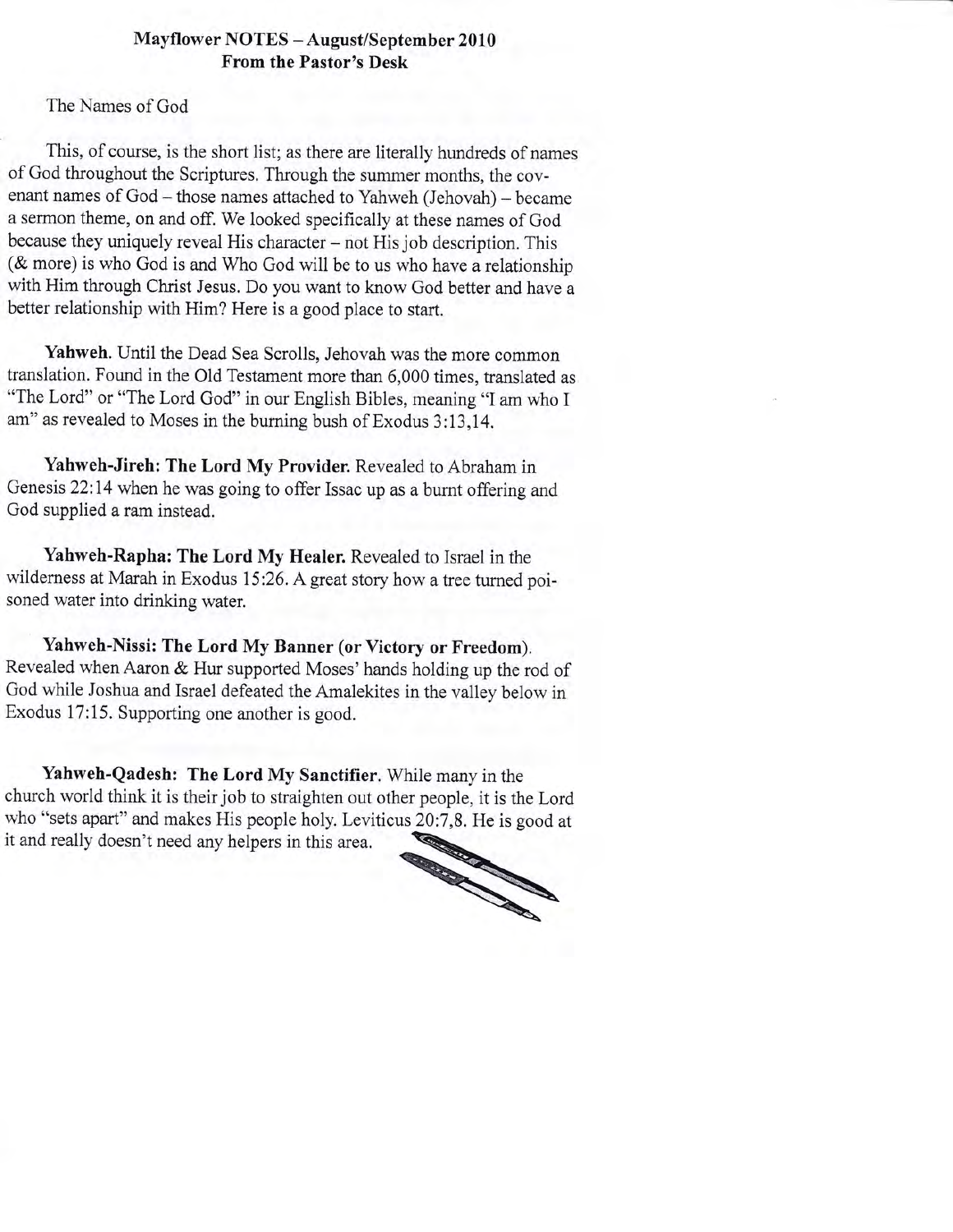**Mayflower NOTES – August/September 2010**
**From the Pastor's Desk**

The Names of God

This, of course, is the short list; as there are literally hundreds of names of God throughout the Scriptures. Through the summer months, the covenant names of God – those names attached to Yahweh (Jehovah) – became a sermon theme, on and off. We looked specifically at these names of God because they uniquely reveal His character – not His job description. This (& more) is who God is and Who God will be to us who have a relationship with Him through Christ Jesus. Do you want to know God better and have a better relationship with Him? Here is a good place to start.

**Yahweh.** Until the Dead Sea Scrolls, Jehovah was the more common translation. Found in the Old Testament more than 6,000 times, translated as "The Lord" or "The Lord God" in our English Bibles, meaning "I am who I am" as revealed to Moses in the burning bush of Exodus 3:13,14.

**Yahweh-Jireh: The Lord My Provider.** Revealed to Abraham in Genesis 22:14 when he was going to offer Issac up as a burnt offering and God supplied a ram instead.

**Yahweh-Rapha: The Lord My Healer.** Revealed to Israel in the wilderness at Marah in Exodus 15:26. A great story how a tree turned poisoned water into drinking water.

**Yahweh-Nissi: The Lord My Banner (or Victory or Freedom).** Revealed when Aaron & Hur supported Moses' hands holding up the rod of God while Joshua and Israel defeated the Amalekites in the valley below in Exodus 17:15. Supporting one another is good.

**Yahweh-Qadesh: The Lord My Sanctifier.** While many in the church world think it is their job to straighten out other people, it is the Lord who "sets apart" and makes His people holy. Leviticus 20:7,8. He is good at it and really doesn't need any helpers in this area.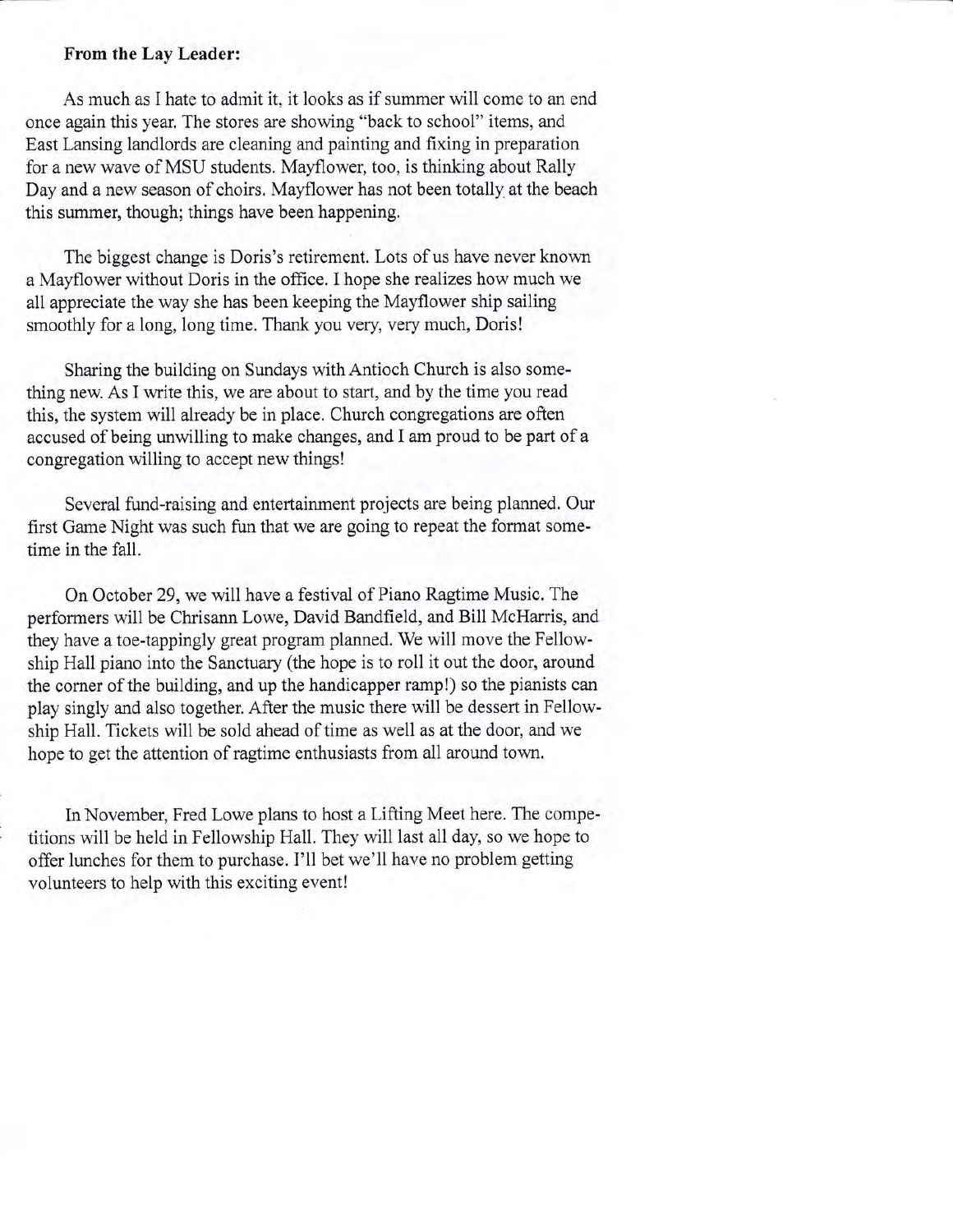**From the Lay Leader:**

As much as I hate to admit it, it looks as if summer will come to an end once again this year. The stores are showing "back to school" items, and East Lansing landlords are cleaning and painting and fixing in preparation for a new wave of MSU students. Mayflower, too, is thinking about Rally Day and a new season of choirs. Mayflower has not been totally at the beach this summer, though; things have been happening.

The biggest change is Doris's retirement. Lots of us have never known a Mayflower without Doris in the office. I hope she realizes how much we all appreciate the way she has been keeping the Mayflower ship sailing smoothly for a long, long time. Thank you very, very much, Doris!

Sharing the building on Sundays with Antioch Church is also something new. As I write this, we are about to start, and by the time you read this, the system will already be in place. Church congregations are often accused of being unwilling to make changes, and I am proud to be part of a congregation willing to accept new things!

Several fund-raising and entertainment projects are being planned. Our first Game Night was such fun that we are going to repeat the format sometime in the fall.

On October 29, we will have a festival of Piano Ragtime Music. The performers will be Chrisann Lowe, David Bandfield, and Bill McHarris, and they have a toe-tappingly great program planned. We will move the Fellowship Hall piano into the Sanctuary (the hope is to roll it out the door, around the corner of the building, and up the handicapper ramp!) so the pianists can play singly and also together. After the music there will be dessert in Fellowship Hall. Tickets will be sold ahead of time as well as at the door, and we hope to get the attention of ragtime enthusiasts from all around town.

In November, Fred Lowe plans to host a Lifting Meet here. The competitions will be held in Fellowship Hall. They will last all day, so we hope to offer lunches for them to purchase. I'll bet we'll have no problem getting volunteers to help with this exciting event!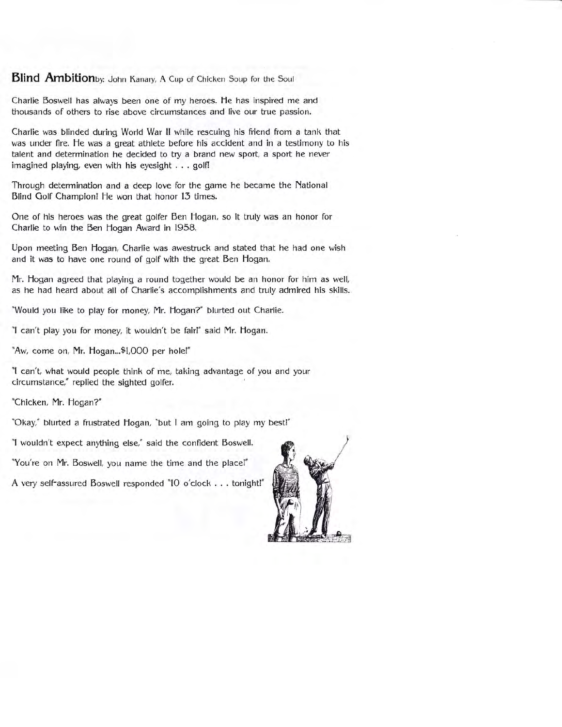**Blind Ambition** by: John Kanary, A Cup of Chicken Soup for the Soul

Charlie Boswell has always been one of my heroes. He has inspired me and thousands of others to rise above circumstances and live our true passion.

Charlie was blinded during World War II while rescuing his friend from a tank that was under fire. He was a great athlete before his accident and in a testimony to his talent and determination he decided to try a brand new sport, a sport he never imagined playing, even with his eyesight . . . golf!

Through determination and a deep love for the game he became the National Blind Golf Champion! He won that honor 13 times.

One of his heroes was the great golfer Ben Hogan, so it truly was an honor for Charlie to win the Ben Hogan Award in 1958.

Upon meeting Ben Hogan, Charlie was awestruck and stated that he had one wish and it was to have one round of golf with the great Ben Hogan.

Mr. Hogan agreed that playing a round together would be an honor for him as well, as he had heard about all of Charlie's accomplishments and truly admired his skills.

"Would you like to play for money, Mr. Hogan?" blurted out Charlie.

"I can't play you for money, it wouldn't be fair!" said Mr. Hogan.

"Aw, come on, Mr. Hogan...$1,000 per hole!"

"I can't, what would people think of me, taking advantage of you and your circumstance," replied the sighted golfer.

"Chicken, Mr. Hogan?"

"Okay," blurted a frustrated Hogan, "but I am going to play my best!"

"I wouldn't expect anything else," said the confident Boswell.

"You're on Mr. Boswell, you name the time and the place!"

A very self-assured Boswell responded "10 o'clock . . . tonight!"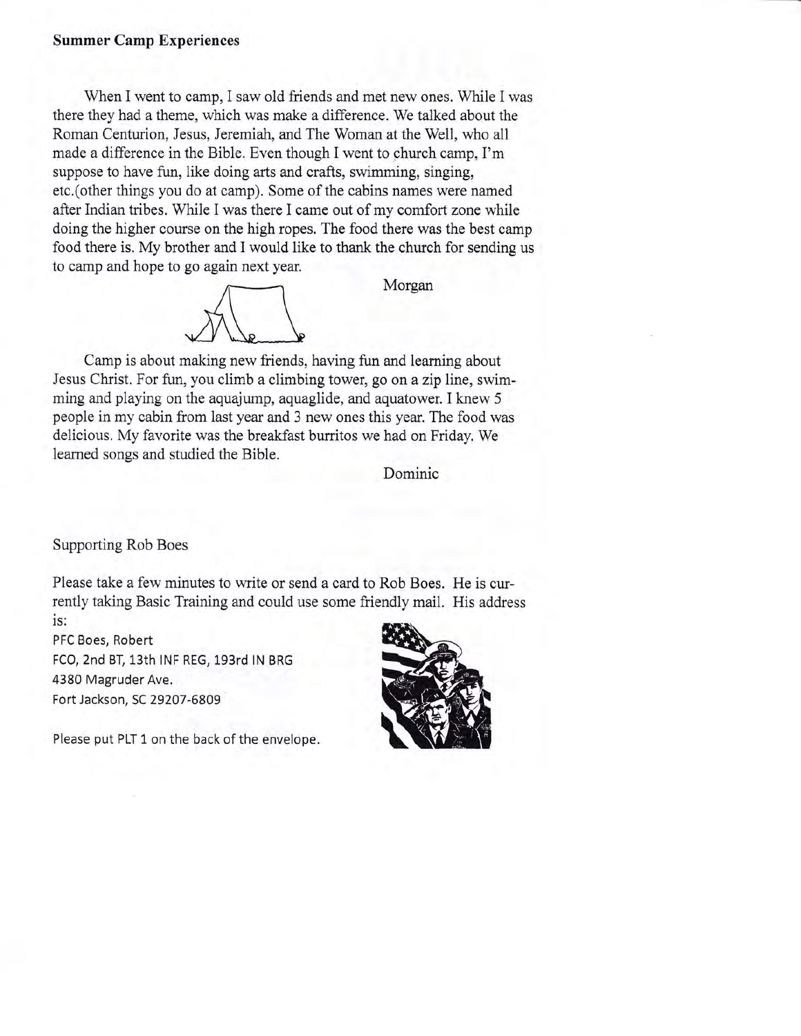**Summer Camp Experiences**

When I went to camp, I saw old friends and met new ones. While I was there they had a theme, which was make a difference. We talked about the Roman Centurion, Jesus, Jeremiah, and The Woman at the Well, who all made a difference in the Bible. Even though I went to church camp, I'm suppose to have fun, like doing arts and crafts, swimming, singing, etc.(other things you do at camp). Some of the cabins names were named after Indian tribes. While I was there I came out of my comfort zone while doing the higher course on the high ropes. The food there was the best camp food there is. My brother and I would like to thank the church for sending us to camp and hope to go again next year.

Morgan

Camp is about making new friends, having fun and learning about Jesus Christ. For fun, you climb a climbing tower, go on a zip line, swimming and playing on the aquajump, aquaglide, and aquatower. I knew 5 people in my cabin from last year and 3 new ones this year. The food was delicious. My favorite was the breakfast burritos we had on Friday. We learned songs and studied the Bible.

Dominic

Supporting Rob Boes

Please take a few minutes to write or send a card to Rob Boes. He is currently taking Basic Training and could use some friendly mail. His address is:

PFC Boes, Robert
FCO, 2nd BT, 13th INF REG, 193rd IN BRG
4380 Magruder Ave.
Fort Jackson, SC 29207-6809

Please put PLT 1 on the back of the envelope.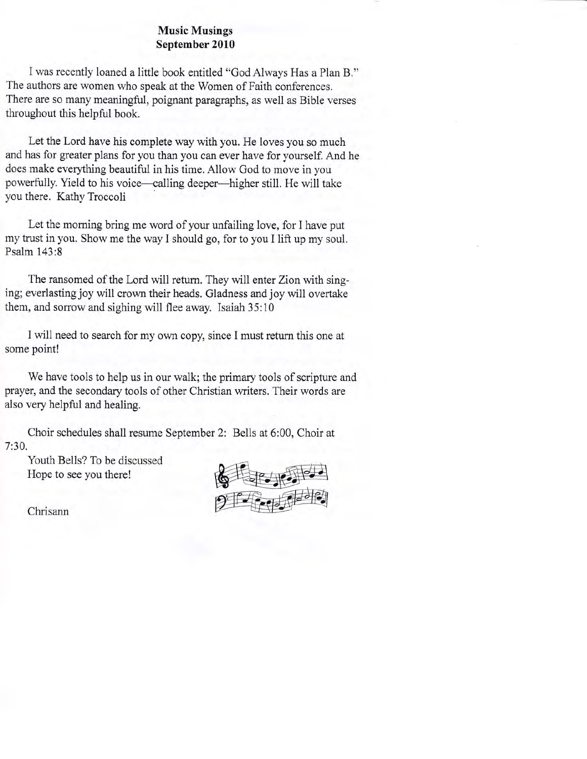**Music Musings**
**September 2010**

I was recently loaned a little book entitled "God Always Has a Plan B." The authors are women who speak at the Women of Faith conferences. There are so many meaningful, poignant paragraphs, as well as Bible verses throughout this helpful book.

Let the Lord have his complete way with you. He loves you so much and has for greater plans for you than you can ever have for yourself. And he does make everything beautiful in his time. Allow God to move in you powerfully. Yield to his voice—calling deeper—higher still. He will take you there. Kathy Troccoli

Let the morning bring me word of your unfailing love, for I have put my trust in you. Show me the way I should go, for to you I lift up my soul. Psalm 143:8

The ransomed of the Lord will return. They will enter Zion with singing; everlasting joy will crown their heads. Gladness and joy will overtake them, and sorrow and sighing will flee away. Isaiah 35:10

I will need to search for my own copy, since I must return this one at some point!

We have tools to help us in our walk; the primary tools of scripture and prayer, and the secondary tools of other Christian writers. Their words are also very helpful and healing.

Choir schedules shall resume September 2: Bells at 6:00, Choir at 7:30.

Youth Bells? To be discussed
Hope to see you there!

Chrisann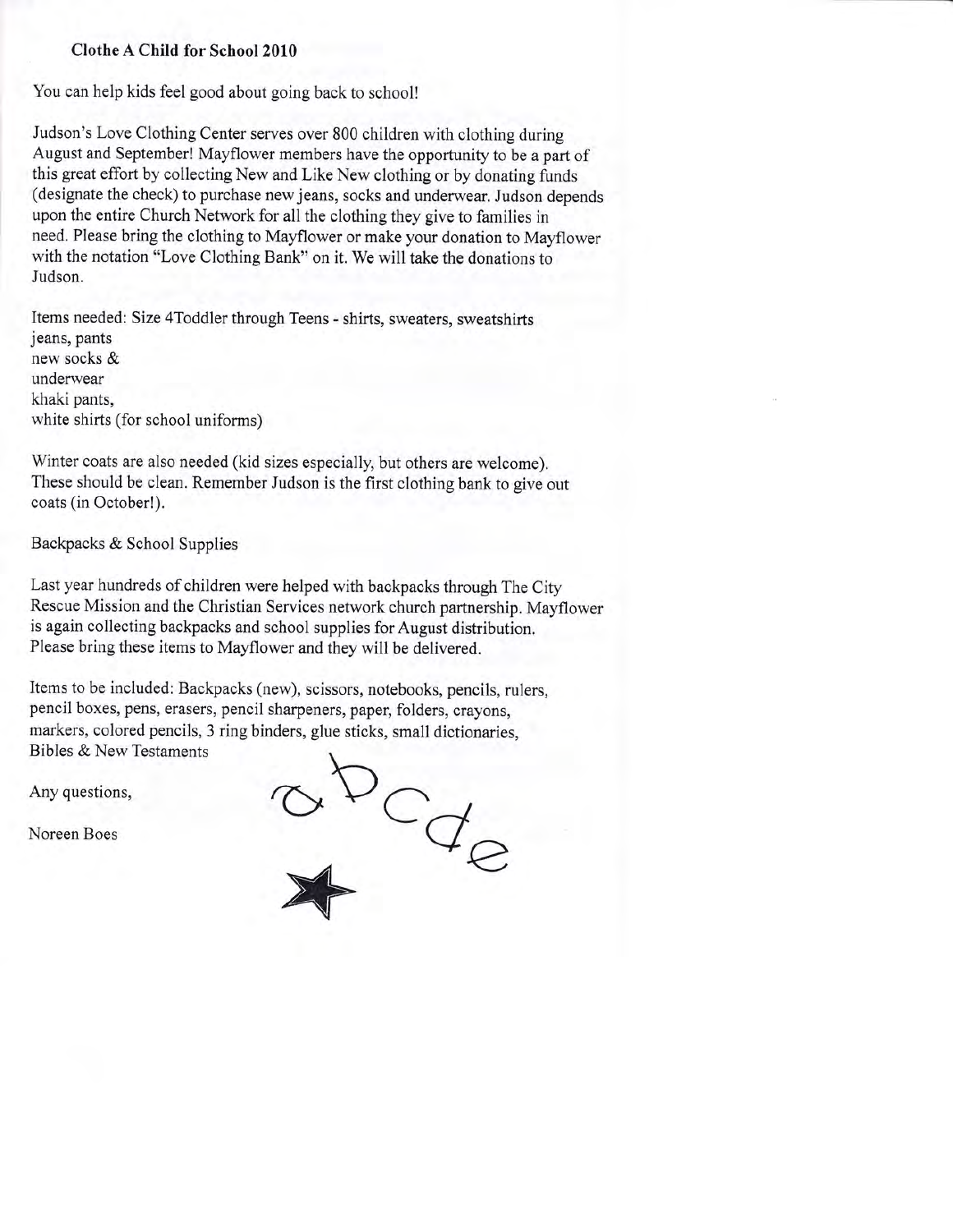**Clothe A Child for School 2010**

You can help kids feel good about going back to school!

Judson's Love Clothing Center serves over 800 children with clothing during August and September! Mayflower members have the opportunity to be a part of this great effort by collecting New and Like New clothing or by donating funds (designate the check) to purchase new jeans, socks and underwear. Judson depends upon the entire Church Network for all the clothing they give to families in need. Please bring the clothing to Mayflower or make your donation to Mayflower with the notation "Love Clothing Bank" on it. We will take the donations to Judson.

Items needed: Size 4Toddler through Teens - shirts, sweaters, sweatshirts
jeans, pants
new socks &
underwear
khaki pants,
white shirts (for school uniforms)

Winter coats are also needed (kid sizes especially, but others are welcome). These should be clean. Remember Judson is the first clothing bank to give out coats (in October!).

Backpacks & School Supplies

Last year hundreds of children were helped with backpacks through The City Rescue Mission and the Christian Services network church partnership. Mayflower is again collecting backpacks and school supplies for August distribution. Please bring these items to Mayflower and they will be delivered.

Items to be included: Backpacks (new), scissors, notebooks, pencils, rulers, pencil boxes, pens, erasers, pencil sharpeners, paper, folders, crayons, markers, colored pencils, 3 ring binders, glue sticks, small dictionaries, Bibles & New Testaments

Any questions,

Noreen Boes

abcde